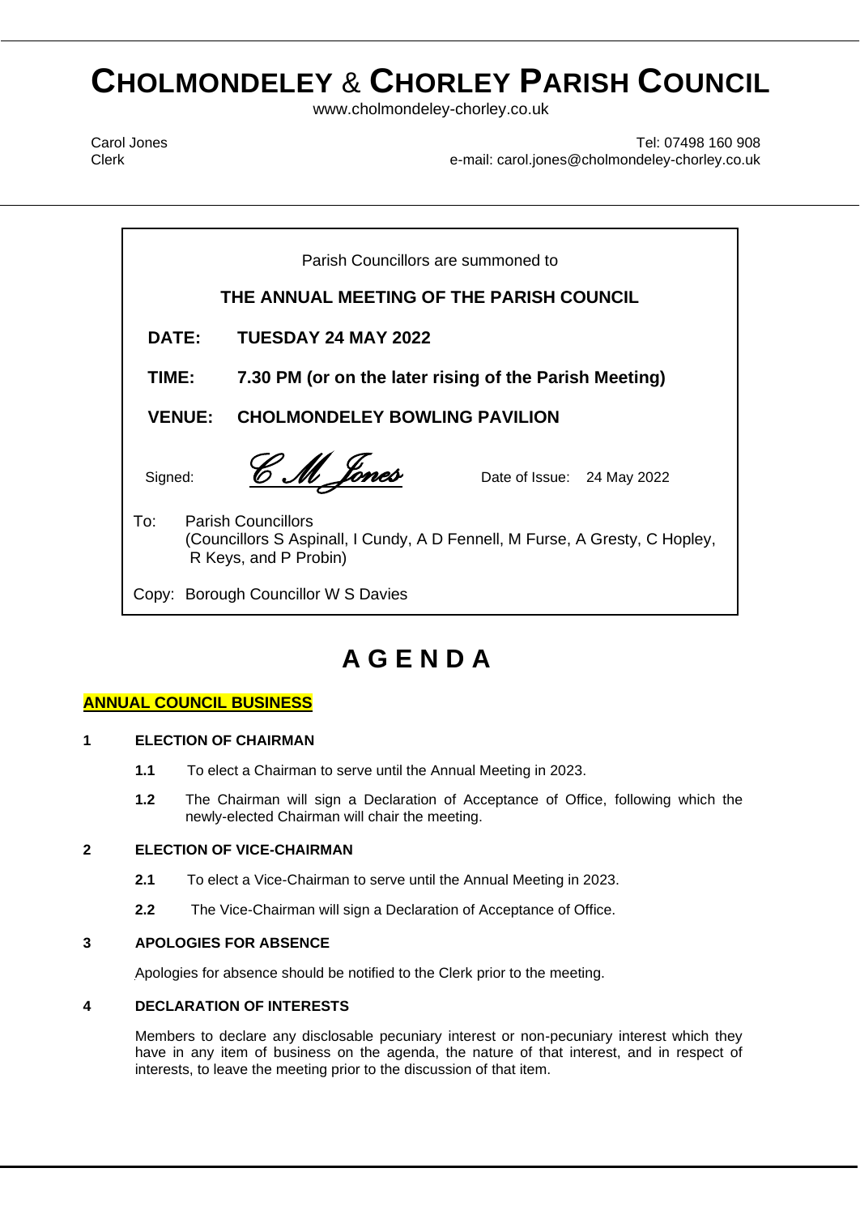# CHOLMONDELEY & CHORLEY PARISH COUNCIL

www.cholmondeley-chorley.co.uk

Carol Jones
Clerk

Tel: 07498 160 908
e-mail: carol.jones@cholmondeley-chorley.co.uk

---

Parish Councillors are summoned to

**THE ANNUAL MEETING OF THE PARISH COUNCIL**

**DATE:** **TUESDAY 24 MAY 2022**

**TIME:** **7.30 PM (or on the later rising of the Parish Meeting)**

**VENUE:** **CHOLMONDELEY BOWLING PAVILION**

Signed: *C M Jones* Date of Issue: 24 May 2022

To: Parish Councillors
(Councillors S Aspinall, I Cundy, A D Fennell, M Furse, A Gresty, C Hopley, R Keys, and P Probin)

Copy: Borough Councillor W S Davies

---

# A G E N D A

## ANNUAL COUNCIL BUSINESS

### 1 ELECTION OF CHAIRMAN

**1.1** To elect a Chairman to serve until the Annual Meeting in 2023.

**1.2** The Chairman will sign a Declaration of Acceptance of Office, following which the newly-elected Chairman will chair the meeting.

### 2 ELECTION OF VICE-CHAIRMAN

**2.1** To elect a Vice-Chairman to serve until the Annual Meeting in 2023.

**2.2** The Vice-Chairman will sign a Declaration of Acceptance of Office.

### 3 APOLOGIES FOR ABSENCE

Apologies for absence should be notified to the Clerk prior to the meeting.

### 4 DECLARATION OF INTERESTS

Members to declare any disclosable pecuniary interest or non-pecuniary interest which they have in any item of business on the agenda, the nature of that interest, and in respect of interests, to leave the meeting prior to the discussion of that item.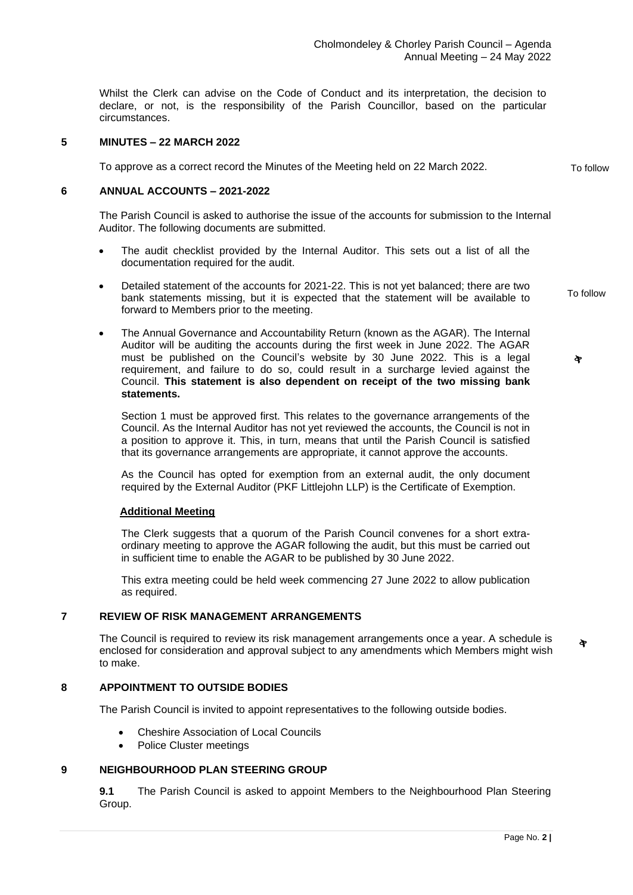Whilst the Clerk can advise on the Code of Conduct and its interpretation, the decision to declare, or not, is the responsibility of the Parish Councillor, based on the particular circumstances.

## 5 MINUTES – 22 MARCH 2022

To approve as a correct record the Minutes of the Meeting held on 22 March 2022. *To follow*

## 6 ANNUAL ACCOUNTS – 2021-2022

The Parish Council is asked to authorise the issue of the accounts for submission to the Internal Auditor. The following documents are submitted.

- The audit checklist provided by the Internal Auditor. This sets out a list of all the documentation required for the audit.
- Detailed statement of the accounts for 2021-22. This is not yet balanced; there are two bank statements missing, but it is expected that the statement will be available to forward to Members prior to the meeting. *To follow*
- The Annual Governance and Accountability Return (known as the AGAR). The Internal Auditor will be auditing the accounts during the first week in June 2022. The AGAR must be published on the Council's website by 30 June 2022. This is a legal requirement, and failure to do so, could result in a surcharge levied against the Council. **This statement is also dependent on receipt of the two missing bank statements.**

  Section 1 must be approved first. This relates to the governance arrangements of the Council. As the Internal Auditor has not yet reviewed the accounts, the Council is not in a position to approve it. This, in turn, means that until the Parish Council is satisfied that its governance arrangements are appropriate, it cannot approve the accounts.

  As the Council has opted for exemption from an external audit, the only document required by the External Auditor (PKF Littlejohn LLP) is the Certificate of Exemption.

### Additional Meeting

The Clerk suggests that a quorum of the Parish Council convenes for a short extra-ordinary meeting to approve the AGAR following the audit, but this must be carried out in sufficient time to enable the AGAR to be published by 30 June 2022.

This extra meeting could be held week commencing 27 June 2022 to allow publication as required.

## 7 REVIEW OF RISK MANAGEMENT ARRANGEMENTS

The Council is required to review its risk management arrangements once a year. A schedule is enclosed for consideration and approval subject to any amendments which Members might wish to make.

## 8 APPOINTMENT TO OUTSIDE BODIES

The Parish Council is invited to appoint representatives to the following outside bodies.

- Cheshire Association of Local Councils
- Police Cluster meetings

## 9 NEIGHBOURHOOD PLAN STEERING GROUP

**9.1** The Parish Council is asked to appoint Members to the Neighbourhood Plan Steering Group.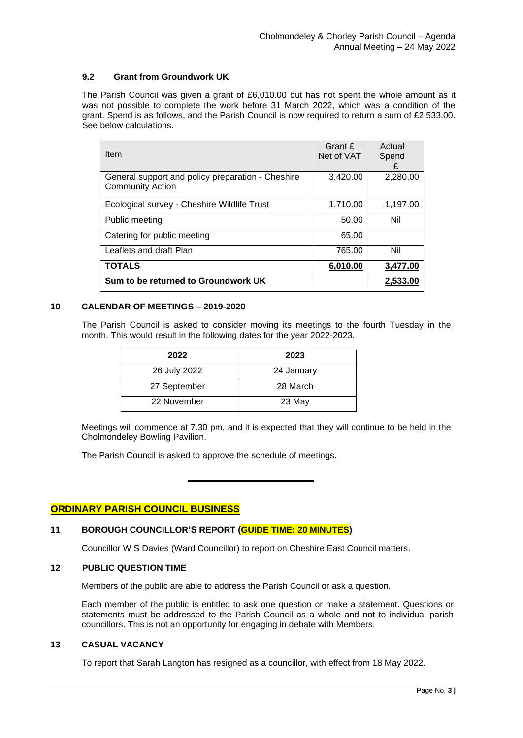### 9.2 Grant from Groundwork UK

The Parish Council was given a grant of £6,010.00 but has not spent the whole amount as it was not possible to complete the work before 31 March 2022, which was a condition of the grant. Spend is as follows, and the Parish Council is now required to return a sum of £2,533.00. See below calculations.

| Item | Grant £ Net of VAT | Actual Spend £ |
|---|---|---|
| General support and policy preparation - Cheshire Community Action | 3,420.00 | 2,280,00 |
| Ecological survey - Cheshire Wildlife Trust | 1,710.00 | 1,197.00 |
| Public meeting | 50.00 | Nil |
| Catering for public meeting | 65.00 | |
| Leaflets and draft Plan | 765.00 | Nil |
| **TOTALS** | **6,010.00** | **3,477.00** |
| **Sum to be returned to Groundwork UK** | | **2,533.00** |

## 10 CALENDAR OF MEETINGS – 2019-2020

The Parish Council is asked to consider moving its meetings to the fourth Tuesday in the month. This would result in the following dates for the year 2022-2023.

| 2022 | 2023 |
|---|---|
| 26 July 2022 | 24 January |
| 27 September | 28 March |
| 22 November | 23 May |

Meetings will commence at 7.30 pm, and it is expected that they will continue to be held in the Cholmondeley Bowling Pavilion.

The Parish Council is asked to approve the schedule of meetings.

---

## ORDINARY PARISH COUNCIL BUSINESS

## 11 BOROUGH COUNCILLOR'S REPORT (GUIDE TIME: 20 MINUTES)

Councillor W S Davies (Ward Councillor) to report on Cheshire East Council matters.

## 12 PUBLIC QUESTION TIME

Members of the public are able to address the Parish Council or ask a question.

Each member of the public is entitled to ask one question or make a statement. Questions or statements must be addressed to the Parish Council as a whole and not to individual parish councillors. This is not an opportunity for engaging in debate with Members.

## 13 CASUAL VACANCY

To report that Sarah Langton has resigned as a councillor, with effect from 18 May 2022.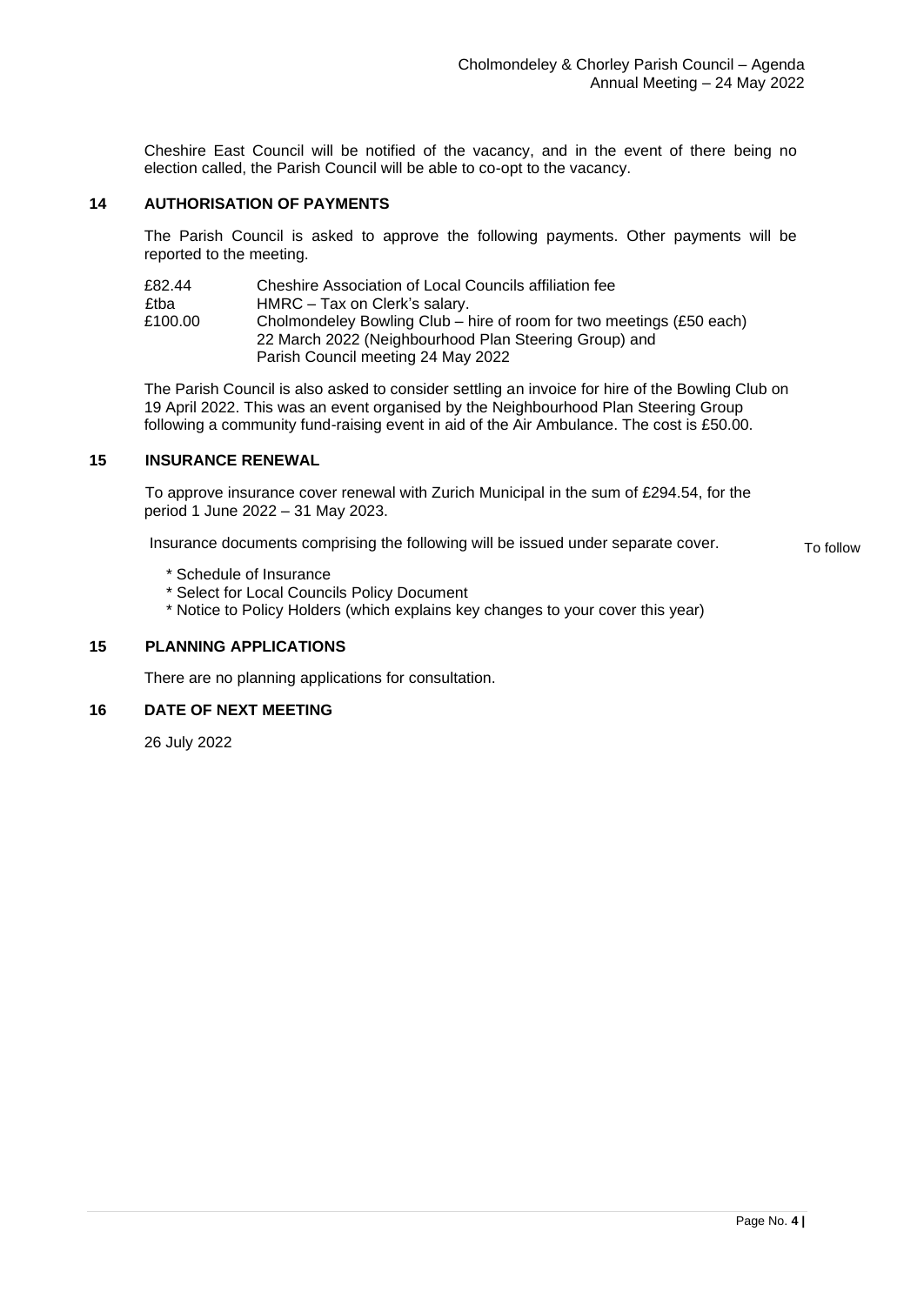Cheshire East Council will be notified of the vacancy, and in the event of there being no election called, the Parish Council will be able to co-opt to the vacancy.

## 14 AUTHORISATION OF PAYMENTS

The Parish Council is asked to approve the following payments. Other payments will be reported to the meeting.

| | |
|---|---|
| £82.44 | Cheshire Association of Local Councils affiliation fee |
| £tba | HMRC – Tax on Clerk's salary. |
| £100.00 | Cholmondeley Bowling Club – hire of room for two meetings (£50 each) 22 March 2022 (Neighbourhood Plan Steering Group) and Parish Council meeting 24 May 2022 |

The Parish Council is also asked to consider settling an invoice for hire of the Bowling Club on 19 April 2022. This was an event organised by the Neighbourhood Plan Steering Group following a community fund-raising event in aid of the Air Ambulance. The cost is £50.00.

## 15 INSURANCE RENEWAL

To approve insurance cover renewal with Zurich Municipal in the sum of £294.54, for the period 1 June 2022 – 31 May 2023.

Insurance documents comprising the following will be issued under separate cover. To follow

* Schedule of Insurance
* Select for Local Councils Policy Document
* Notice to Policy Holders (which explains key changes to your cover this year)

## 15 PLANNING APPLICATIONS

There are no planning applications for consultation.

## 16 DATE OF NEXT MEETING

26 July 2022